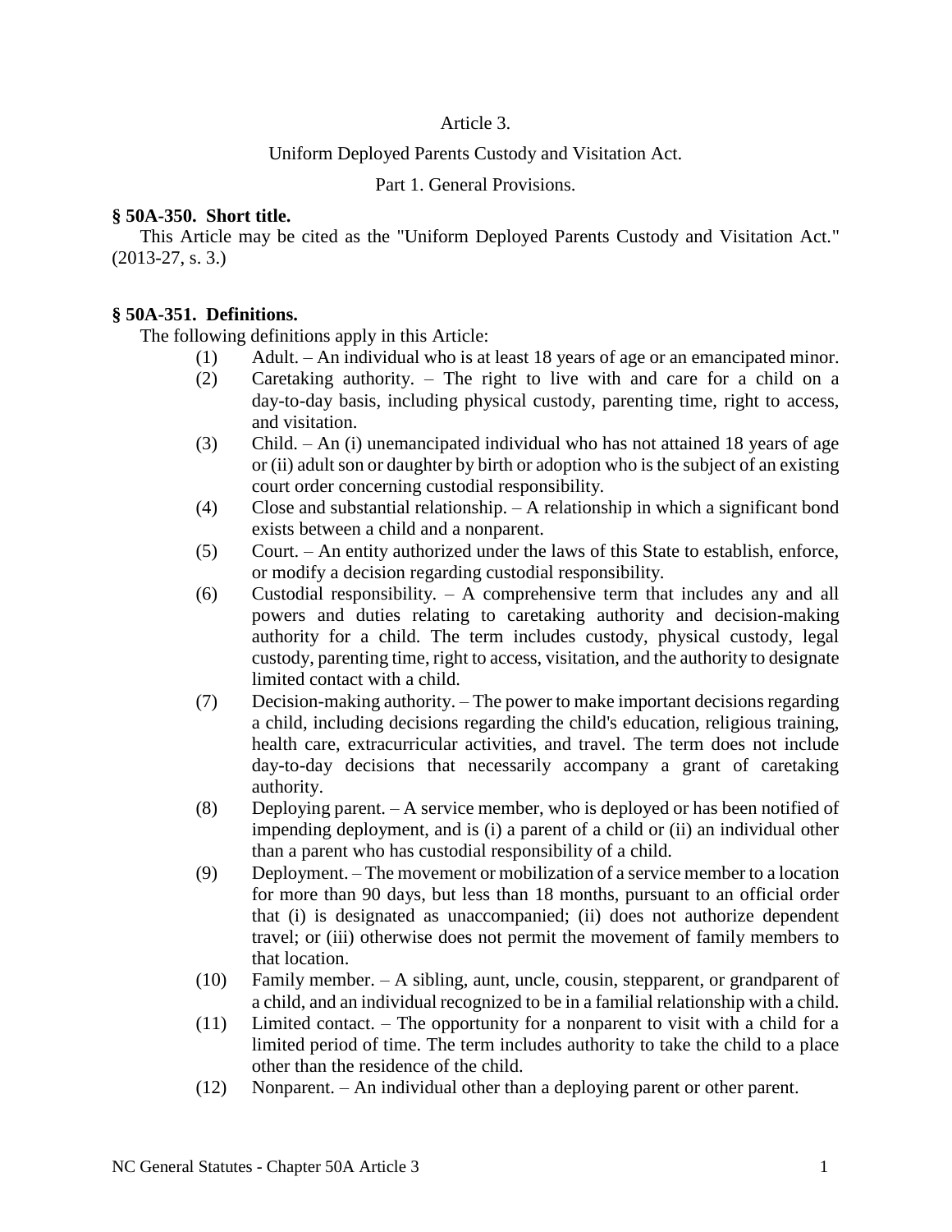# Article 3.

## Uniform Deployed Parents Custody and Visitation Act.

### Part 1. General Provisions.

**§ 50A-350. Short title.**

This Article may be cited as the "Uniform Deployed Parents Custody and Visitation Act." (2013-27, s. 3.)

**§ 50A-351. Definitions.**

The following definitions apply in this Article:

(1) Adult. – An individual who is at least 18 years of age or an emancipated minor.

(2) Caretaking authority. – The right to live with and care for a child on a day-to-day basis, including physical custody, parenting time, right to access, and visitation.

(3) Child. – An (i) unemancipated individual who has not attained 18 years of age or (ii) adult son or daughter by birth or adoption who is the subject of an existing court order concerning custodial responsibility.

(4) Close and substantial relationship. – A relationship in which a significant bond exists between a child and a nonparent.

(5) Court. – An entity authorized under the laws of this State to establish, enforce, or modify a decision regarding custodial responsibility.

(6) Custodial responsibility. – A comprehensive term that includes any and all powers and duties relating to caretaking authority and decision-making authority for a child. The term includes custody, physical custody, legal custody, parenting time, right to access, visitation, and the authority to designate limited contact with a child.

(7) Decision-making authority. – The power to make important decisions regarding a child, including decisions regarding the child's education, religious training, health care, extracurricular activities, and travel. The term does not include day-to-day decisions that necessarily accompany a grant of caretaking authority.

(8) Deploying parent. – A service member, who is deployed or has been notified of impending deployment, and is (i) a parent of a child or (ii) an individual other than a parent who has custodial responsibility of a child.

(9) Deployment. – The movement or mobilization of a service member to a location for more than 90 days, but less than 18 months, pursuant to an official order that (i) is designated as unaccompanied; (ii) does not authorize dependent travel; or (iii) otherwise does not permit the movement of family members to that location.

(10) Family member. – A sibling, aunt, uncle, cousin, stepparent, or grandparent of a child, and an individual recognized to be in a familial relationship with a child.

(11) Limited contact. – The opportunity for a nonparent to visit with a child for a limited period of time. The term includes authority to take the child to a place other than the residence of the child.

(12) Nonparent. – An individual other than a deploying parent or other parent.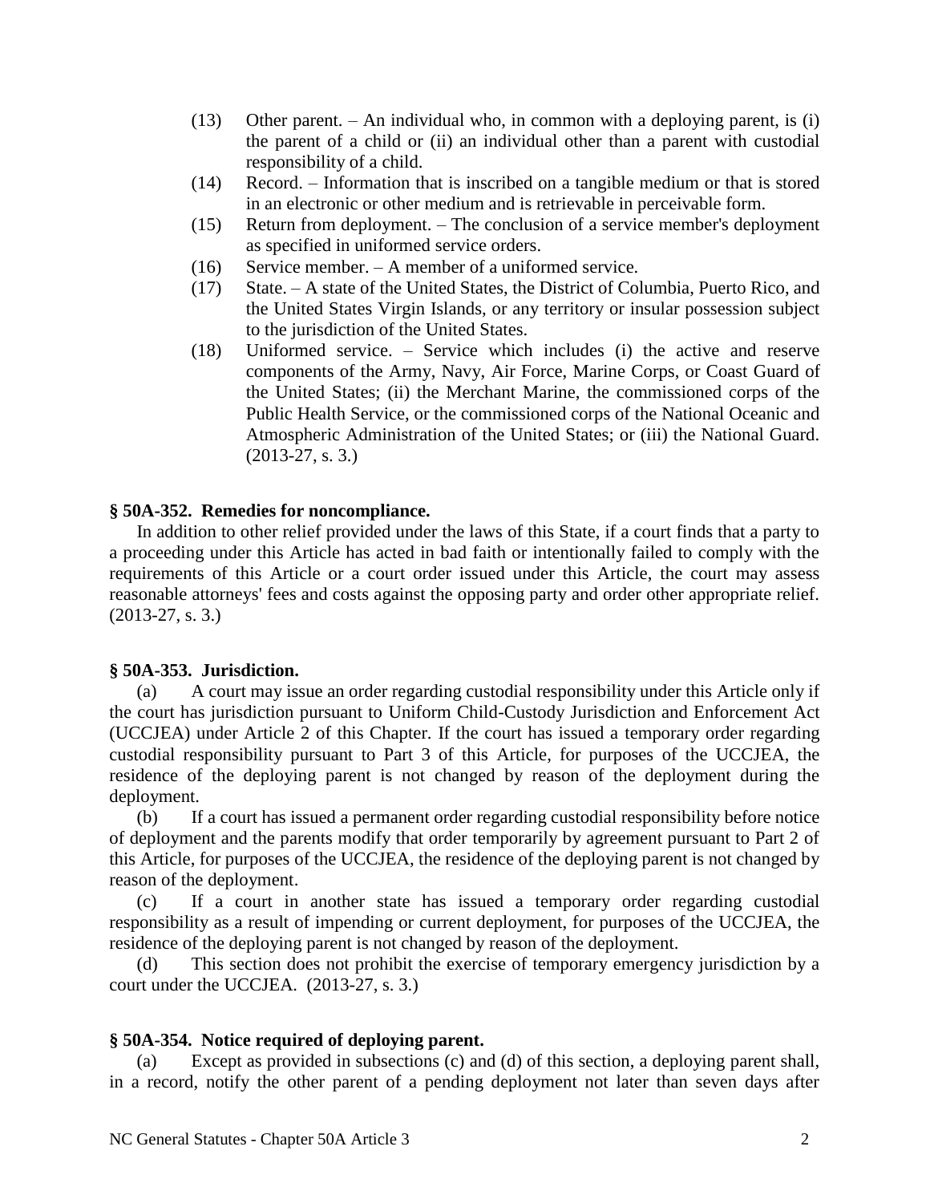(13) Other parent. – An individual who, in common with a deploying parent, is (i) the parent of a child or (ii) an individual other than a parent with custodial responsibility of a child.

(14) Record. – Information that is inscribed on a tangible medium or that is stored in an electronic or other medium and is retrievable in perceivable form.

(15) Return from deployment. – The conclusion of a service member's deployment as specified in uniformed service orders.

(16) Service member. – A member of a uniformed service.

(17) State. – A state of the United States, the District of Columbia, Puerto Rico, and the United States Virgin Islands, or any territory or insular possession subject to the jurisdiction of the United States.

(18) Uniformed service. – Service which includes (i) the active and reserve components of the Army, Navy, Air Force, Marine Corps, or Coast Guard of the United States; (ii) the Merchant Marine, the commissioned corps of the Public Health Service, or the commissioned corps of the National Oceanic and Atmospheric Administration of the United States; or (iii) the National Guard. (2013-27, s. 3.)

**§ 50A-352. Remedies for noncompliance.**

In addition to other relief provided under the laws of this State, if a court finds that a party to a proceeding under this Article has acted in bad faith or intentionally failed to comply with the requirements of this Article or a court order issued under this Article, the court may assess reasonable attorneys' fees and costs against the opposing party and order other appropriate relief. (2013-27, s. 3.)

**§ 50A-353. Jurisdiction.**

(a) A court may issue an order regarding custodial responsibility under this Article only if the court has jurisdiction pursuant to Uniform Child-Custody Jurisdiction and Enforcement Act (UCCJEA) under Article 2 of this Chapter. If the court has issued a temporary order regarding custodial responsibility pursuant to Part 3 of this Article, for purposes of the UCCJEA, the residence of the deploying parent is not changed by reason of the deployment during the deployment.

(b) If a court has issued a permanent order regarding custodial responsibility before notice of deployment and the parents modify that order temporarily by agreement pursuant to Part 2 of this Article, for purposes of the UCCJEA, the residence of the deploying parent is not changed by reason of the deployment.

(c) If a court in another state has issued a temporary order regarding custodial responsibility as a result of impending or current deployment, for purposes of the UCCJEA, the residence of the deploying parent is not changed by reason of the deployment.

(d) This section does not prohibit the exercise of temporary emergency jurisdiction by a court under the UCCJEA. (2013-27, s. 3.)

**§ 50A-354. Notice required of deploying parent.**

(a) Except as provided in subsections (c) and (d) of this section, a deploying parent shall, in a record, notify the other parent of a pending deployment not later than seven days after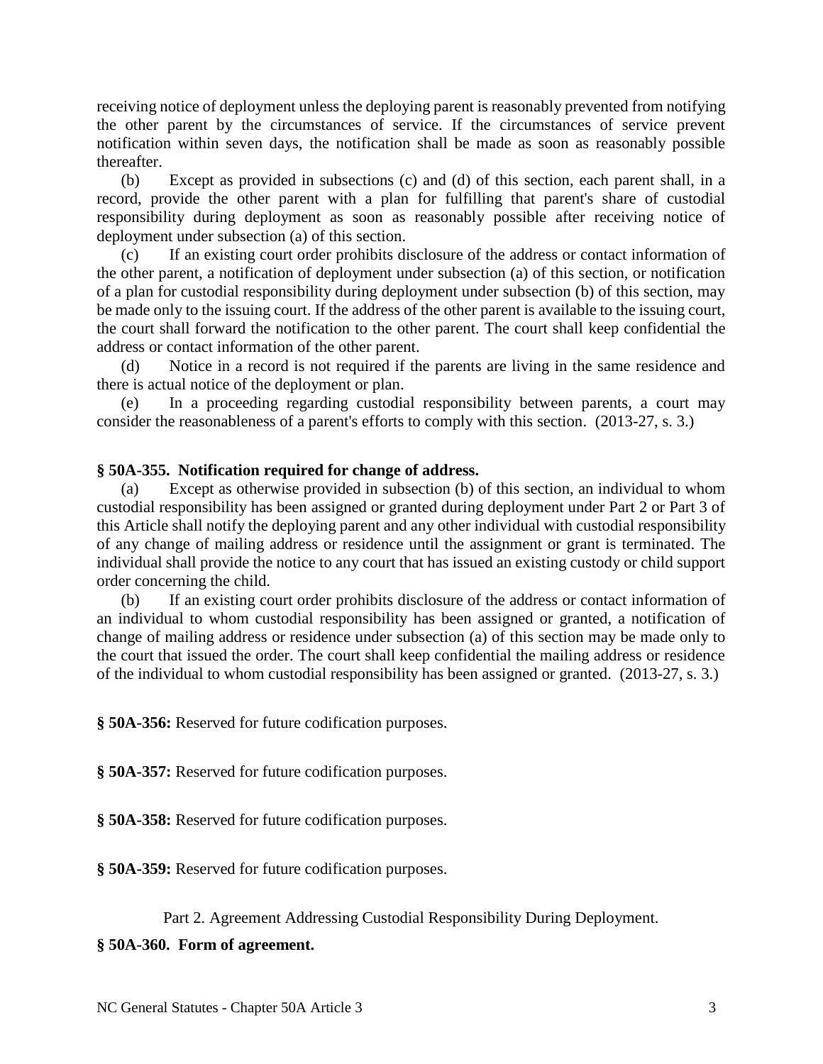receiving notice of deployment unless the deploying parent is reasonably prevented from notifying the other parent by the circumstances of service. If the circumstances of service prevent notification within seven days, the notification shall be made as soon as reasonably possible thereafter.

(b) Except as provided in subsections (c) and (d) of this section, each parent shall, in a record, provide the other parent with a plan for fulfilling that parent's share of custodial responsibility during deployment as soon as reasonably possible after receiving notice of deployment under subsection (a) of this section.

(c) If an existing court order prohibits disclosure of the address or contact information of the other parent, a notification of deployment under subsection (a) of this section, or notification of a plan for custodial responsibility during deployment under subsection (b) of this section, may be made only to the issuing court. If the address of the other parent is available to the issuing court, the court shall forward the notification to the other parent. The court shall keep confidential the address or contact information of the other parent.

(d) Notice in a record is not required if the parents are living in the same residence and there is actual notice of the deployment or plan.

(e) In a proceeding regarding custodial responsibility between parents, a court may consider the reasonableness of a parent's efforts to comply with this section. (2013-27, s. 3.)

**§ 50A-355. Notification required for change of address.**

(a) Except as otherwise provided in subsection (b) of this section, an individual to whom custodial responsibility has been assigned or granted during deployment under Part 2 or Part 3 of this Article shall notify the deploying parent and any other individual with custodial responsibility of any change of mailing address or residence until the assignment or grant is terminated. The individual shall provide the notice to any court that has issued an existing custody or child support order concerning the child.

(b) If an existing court order prohibits disclosure of the address or contact information of an individual to whom custodial responsibility has been assigned or granted, a notification of change of mailing address or residence under subsection (a) of this section may be made only to the court that issued the order. The court shall keep confidential the mailing address or residence of the individual to whom custodial responsibility has been assigned or granted. (2013-27, s. 3.)

**§ 50A-356:** Reserved for future codification purposes.

**§ 50A-357:** Reserved for future codification purposes.

**§ 50A-358:** Reserved for future codification purposes.

**§ 50A-359:** Reserved for future codification purposes.

Part 2. Agreement Addressing Custodial Responsibility During Deployment.

**§ 50A-360. Form of agreement.**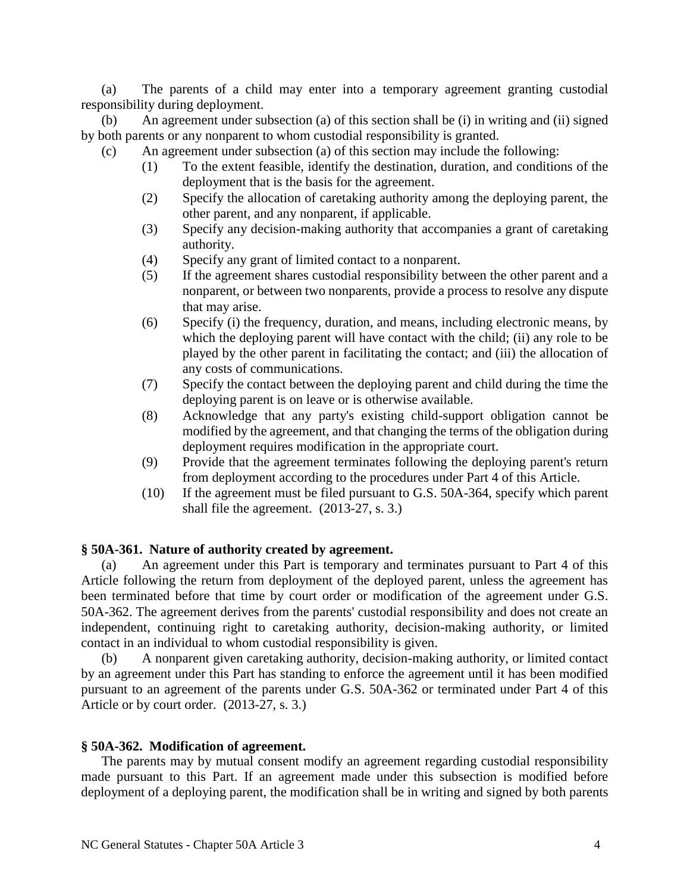(a) The parents of a child may enter into a temporary agreement granting custodial responsibility during deployment.

(b) An agreement under subsection (a) of this section shall be (i) in writing and (ii) signed by both parents or any nonparent to whom custodial responsibility is granted.

(c) An agreement under subsection (a) of this section may include the following:

(1) To the extent feasible, identify the destination, duration, and conditions of the deployment that is the basis for the agreement.

(2) Specify the allocation of caretaking authority among the deploying parent, the other parent, and any nonparent, if applicable.

(3) Specify any decision-making authority that accompanies a grant of caretaking authority.

(4) Specify any grant of limited contact to a nonparent.

(5) If the agreement shares custodial responsibility between the other parent and a nonparent, or between two nonparents, provide a process to resolve any dispute that may arise.

(6) Specify (i) the frequency, duration, and means, including electronic means, by which the deploying parent will have contact with the child; (ii) any role to be played by the other parent in facilitating the contact; and (iii) the allocation of any costs of communications.

(7) Specify the contact between the deploying parent and child during the time the deploying parent is on leave or is otherwise available.

(8) Acknowledge that any party's existing child-support obligation cannot be modified by the agreement, and that changing the terms of the obligation during deployment requires modification in the appropriate court.

(9) Provide that the agreement terminates following the deploying parent's return from deployment according to the procedures under Part 4 of this Article.

(10) If the agreement must be filed pursuant to G.S. 50A-364, specify which parent shall file the agreement. (2013-27, s. 3.)

**§ 50A-361. Nature of authority created by agreement.**

(a) An agreement under this Part is temporary and terminates pursuant to Part 4 of this Article following the return from deployment of the deployed parent, unless the agreement has been terminated before that time by court order or modification of the agreement under G.S. 50A-362. The agreement derives from the parents' custodial responsibility and does not create an independent, continuing right to caretaking authority, decision-making authority, or limited contact in an individual to whom custodial responsibility is given.

(b) A nonparent given caretaking authority, decision-making authority, or limited contact by an agreement under this Part has standing to enforce the agreement until it has been modified pursuant to an agreement of the parents under G.S. 50A-362 or terminated under Part 4 of this Article or by court order. (2013-27, s. 3.)

**§ 50A-362. Modification of agreement.**

The parents may by mutual consent modify an agreement regarding custodial responsibility made pursuant to this Part. If an agreement made under this subsection is modified before deployment of a deploying parent, the modification shall be in writing and signed by both parents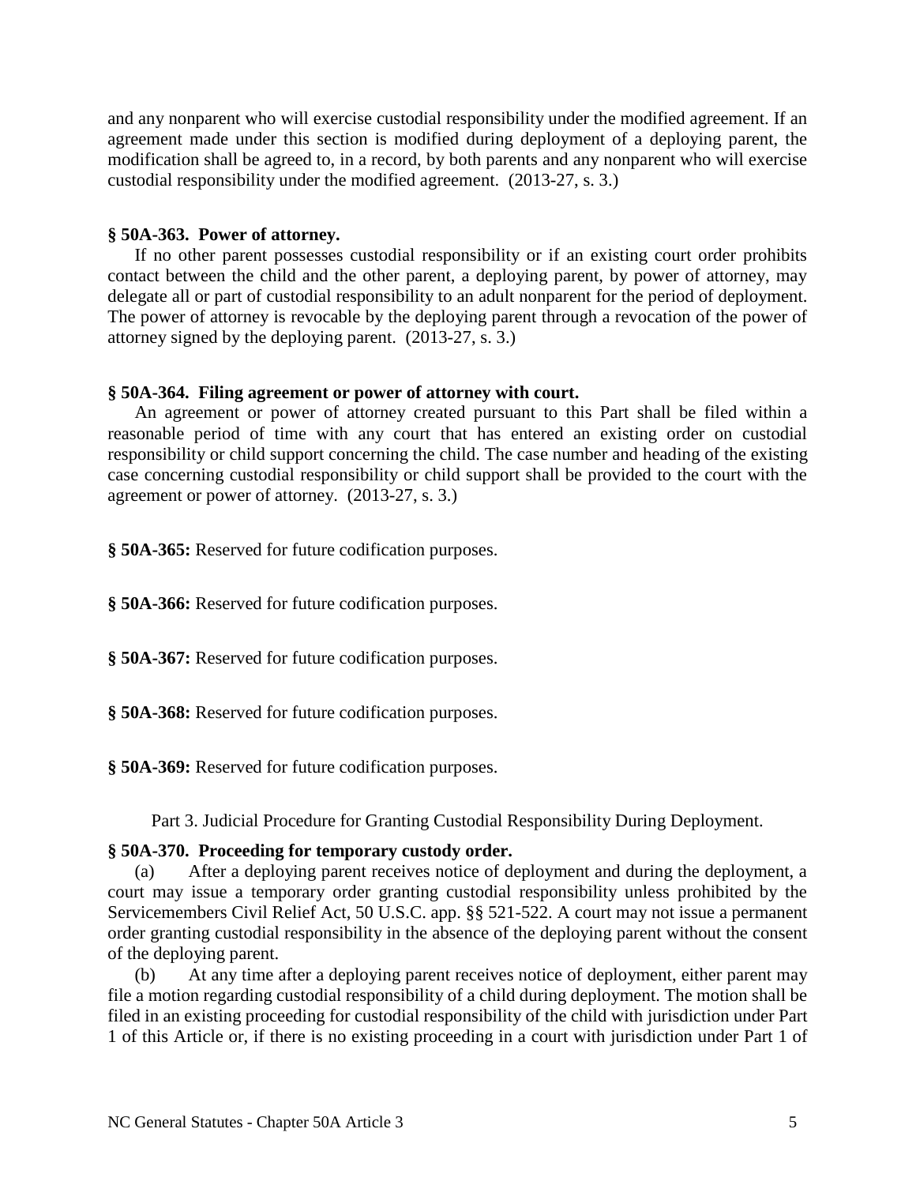and any nonparent who will exercise custodial responsibility under the modified agreement. If an agreement made under this section is modified during deployment of a deploying parent, the modification shall be agreed to, in a record, by both parents and any nonparent who will exercise custodial responsibility under the modified agreement. (2013-27, s. 3.)

**§ 50A-363. Power of attorney.**

If no other parent possesses custodial responsibility or if an existing court order prohibits contact between the child and the other parent, a deploying parent, by power of attorney, may delegate all or part of custodial responsibility to an adult nonparent for the period of deployment. The power of attorney is revocable by the deploying parent through a revocation of the power of attorney signed by the deploying parent. (2013-27, s. 3.)

**§ 50A-364. Filing agreement or power of attorney with court.**

An agreement or power of attorney created pursuant to this Part shall be filed within a reasonable period of time with any court that has entered an existing order on custodial responsibility or child support concerning the child. The case number and heading of the existing case concerning custodial responsibility or child support shall be provided to the court with the agreement or power of attorney. (2013-27, s. 3.)

**§ 50A-365:** Reserved for future codification purposes.

**§ 50A-366:** Reserved for future codification purposes.

**§ 50A-367:** Reserved for future codification purposes.

**§ 50A-368:** Reserved for future codification purposes.

**§ 50A-369:** Reserved for future codification purposes.

Part 3. Judicial Procedure for Granting Custodial Responsibility During Deployment.

**§ 50A-370. Proceeding for temporary custody order.**

(a) After a deploying parent receives notice of deployment and during the deployment, a court may issue a temporary order granting custodial responsibility unless prohibited by the Servicemembers Civil Relief Act, 50 U.S.C. app. §§ 521-522. A court may not issue a permanent order granting custodial responsibility in the absence of the deploying parent without the consent of the deploying parent.

(b) At any time after a deploying parent receives notice of deployment, either parent may file a motion regarding custodial responsibility of a child during deployment. The motion shall be filed in an existing proceeding for custodial responsibility of the child with jurisdiction under Part 1 of this Article or, if there is no existing proceeding in a court with jurisdiction under Part 1 of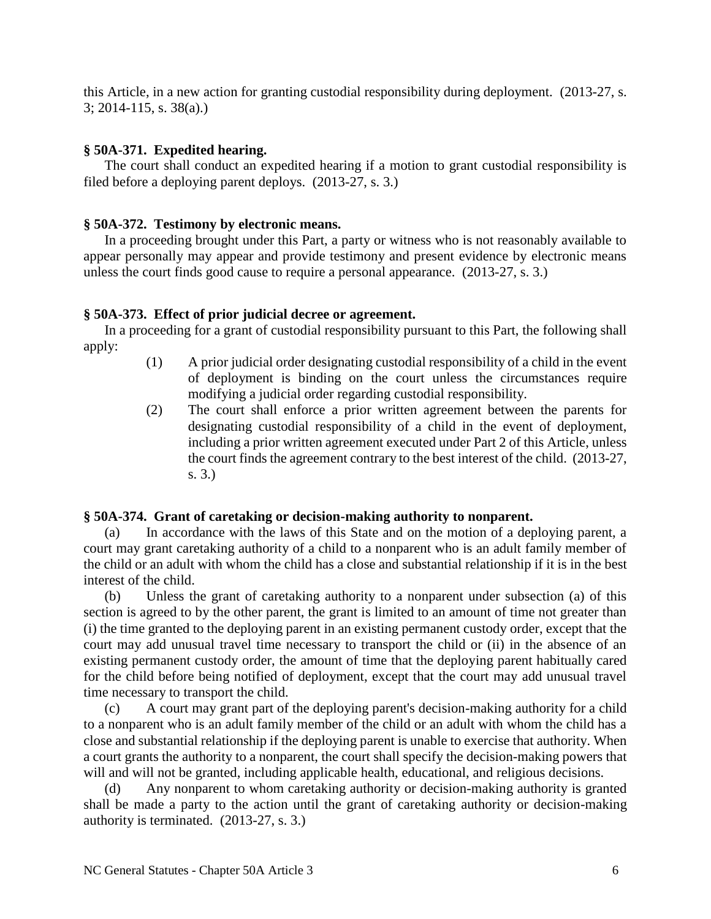this Article, in a new action for granting custodial responsibility during deployment. (2013-27, s. 3; 2014-115, s. 38(a).)

**§ 50A-371. Expedited hearing.**

The court shall conduct an expedited hearing if a motion to grant custodial responsibility is filed before a deploying parent deploys. (2013-27, s. 3.)

**§ 50A-372. Testimony by electronic means.**

In a proceeding brought under this Part, a party or witness who is not reasonably available to appear personally may appear and provide testimony and present evidence by electronic means unless the court finds good cause to require a personal appearance. (2013-27, s. 3.)

**§ 50A-373. Effect of prior judicial decree or agreement.**

In a proceeding for a grant of custodial responsibility pursuant to this Part, the following shall apply:

(1) A prior judicial order designating custodial responsibility of a child in the event of deployment is binding on the court unless the circumstances require modifying a judicial order regarding custodial responsibility.

(2) The court shall enforce a prior written agreement between the parents for designating custodial responsibility of a child in the event of deployment, including a prior written agreement executed under Part 2 of this Article, unless the court finds the agreement contrary to the best interest of the child. (2013-27, s. 3.)

**§ 50A-374. Grant of caretaking or decision-making authority to nonparent.**

(a) In accordance with the laws of this State and on the motion of a deploying parent, a court may grant caretaking authority of a child to a nonparent who is an adult family member of the child or an adult with whom the child has a close and substantial relationship if it is in the best interest of the child.

(b) Unless the grant of caretaking authority to a nonparent under subsection (a) of this section is agreed to by the other parent, the grant is limited to an amount of time not greater than (i) the time granted to the deploying parent in an existing permanent custody order, except that the court may add unusual travel time necessary to transport the child or (ii) in the absence of an existing permanent custody order, the amount of time that the deploying parent habitually cared for the child before being notified of deployment, except that the court may add unusual travel time necessary to transport the child.

(c) A court may grant part of the deploying parent's decision-making authority for a child to a nonparent who is an adult family member of the child or an adult with whom the child has a close and substantial relationship if the deploying parent is unable to exercise that authority. When a court grants the authority to a nonparent, the court shall specify the decision-making powers that will and will not be granted, including applicable health, educational, and religious decisions.

(d) Any nonparent to whom caretaking authority or decision-making authority is granted shall be made a party to the action until the grant of caretaking authority or decision-making authority is terminated. (2013-27, s. 3.)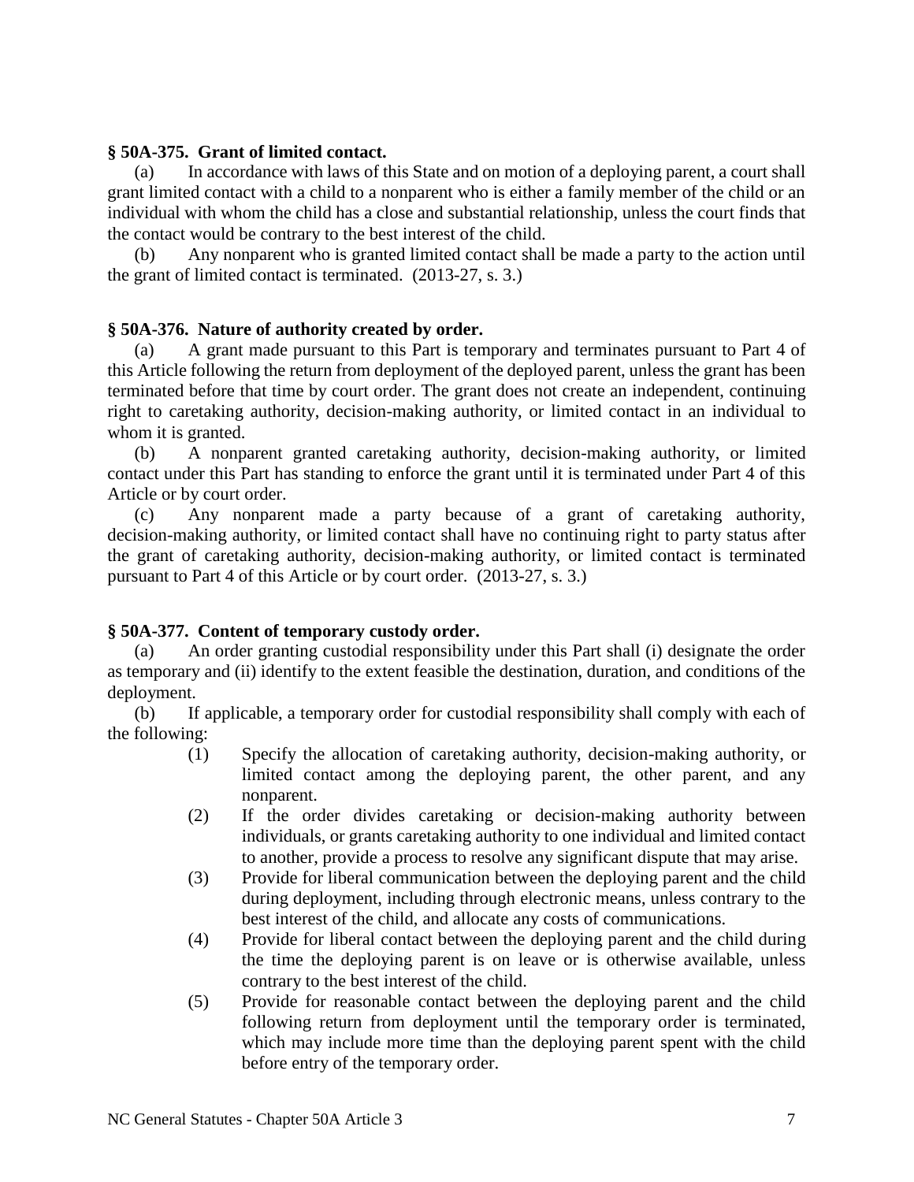**§ 50A-375. Grant of limited contact.**

(a) In accordance with laws of this State and on motion of a deploying parent, a court shall grant limited contact with a child to a nonparent who is either a family member of the child or an individual with whom the child has a close and substantial relationship, unless the court finds that the contact would be contrary to the best interest of the child.

(b) Any nonparent who is granted limited contact shall be made a party to the action until the grant of limited contact is terminated. (2013-27, s. 3.)

**§ 50A-376. Nature of authority created by order.**

(a) A grant made pursuant to this Part is temporary and terminates pursuant to Part 4 of this Article following the return from deployment of the deployed parent, unless the grant has been terminated before that time by court order. The grant does not create an independent, continuing right to caretaking authority, decision-making authority, or limited contact in an individual to whom it is granted.

(b) A nonparent granted caretaking authority, decision-making authority, or limited contact under this Part has standing to enforce the grant until it is terminated under Part 4 of this Article or by court order.

(c) Any nonparent made a party because of a grant of caretaking authority, decision-making authority, or limited contact shall have no continuing right to party status after the grant of caretaking authority, decision-making authority, or limited contact is terminated pursuant to Part 4 of this Article or by court order. (2013-27, s. 3.)

**§ 50A-377. Content of temporary custody order.**

(a) An order granting custodial responsibility under this Part shall (i) designate the order as temporary and (ii) identify to the extent feasible the destination, duration, and conditions of the deployment.

(b) If applicable, a temporary order for custodial responsibility shall comply with each of the following:

(1) Specify the allocation of caretaking authority, decision-making authority, or limited contact among the deploying parent, the other parent, and any nonparent.

(2) If the order divides caretaking or decision-making authority between individuals, or grants caretaking authority to one individual and limited contact to another, provide a process to resolve any significant dispute that may arise.

(3) Provide for liberal communication between the deploying parent and the child during deployment, including through electronic means, unless contrary to the best interest of the child, and allocate any costs of communications.

(4) Provide for liberal contact between the deploying parent and the child during the time the deploying parent is on leave or is otherwise available, unless contrary to the best interest of the child.

(5) Provide for reasonable contact between the deploying parent and the child following return from deployment until the temporary order is terminated, which may include more time than the deploying parent spent with the child before entry of the temporary order.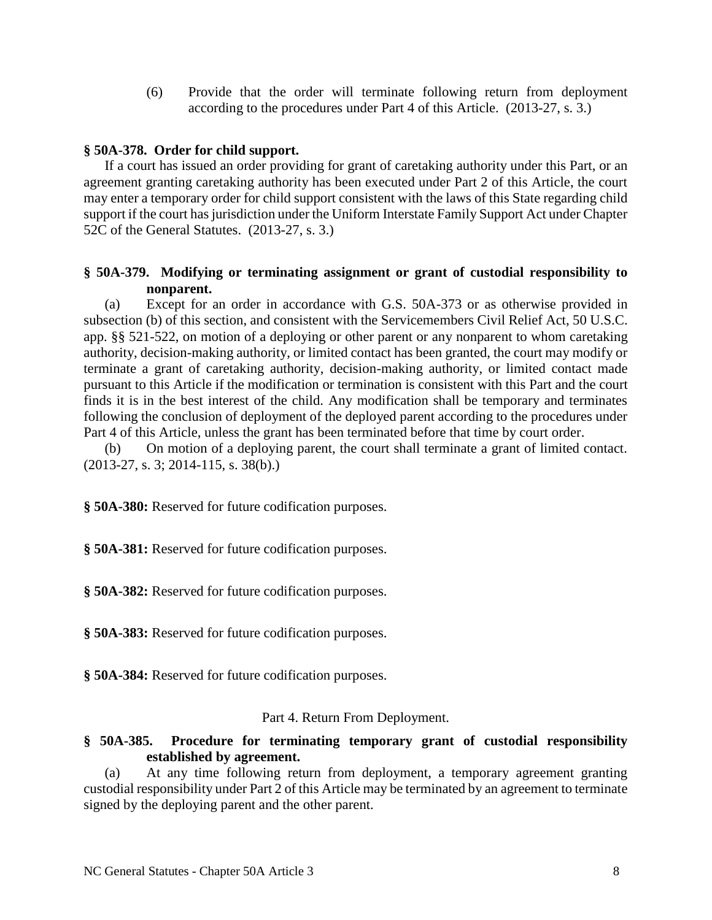(6) Provide that the order will terminate following return from deployment according to the procedures under Part 4 of this Article. (2013-27, s. 3.)

**§ 50A-378. Order for child support.**

If a court has issued an order providing for grant of caretaking authority under this Part, or an agreement granting caretaking authority has been executed under Part 2 of this Article, the court may enter a temporary order for child support consistent with the laws of this State regarding child support if the court has jurisdiction under the Uniform Interstate Family Support Act under Chapter 52C of the General Statutes. (2013-27, s. 3.)

**§ 50A-379. Modifying or terminating assignment or grant of custodial responsibility to nonparent.**

(a) Except for an order in accordance with G.S. 50A-373 or as otherwise provided in subsection (b) of this section, and consistent with the Servicemembers Civil Relief Act, 50 U.S.C. app. §§ 521-522, on motion of a deploying or other parent or any nonparent to whom caretaking authority, decision-making authority, or limited contact has been granted, the court may modify or terminate a grant of caretaking authority, decision-making authority, or limited contact made pursuant to this Article if the modification or termination is consistent with this Part and the court finds it is in the best interest of the child. Any modification shall be temporary and terminates following the conclusion of deployment of the deployed parent according to the procedures under Part 4 of this Article, unless the grant has been terminated before that time by court order.

(b) On motion of a deploying parent, the court shall terminate a grant of limited contact. (2013-27, s. 3; 2014-115, s. 38(b).)

**§ 50A-380:** Reserved for future codification purposes.

**§ 50A-381:** Reserved for future codification purposes.

**§ 50A-382:** Reserved for future codification purposes.

**§ 50A-383:** Reserved for future codification purposes.

**§ 50A-384:** Reserved for future codification purposes.

Part 4. Return From Deployment.

**§ 50A-385. Procedure for terminating temporary grant of custodial responsibility established by agreement.**

(a) At any time following return from deployment, a temporary agreement granting custodial responsibility under Part 2 of this Article may be terminated by an agreement to terminate signed by the deploying parent and the other parent.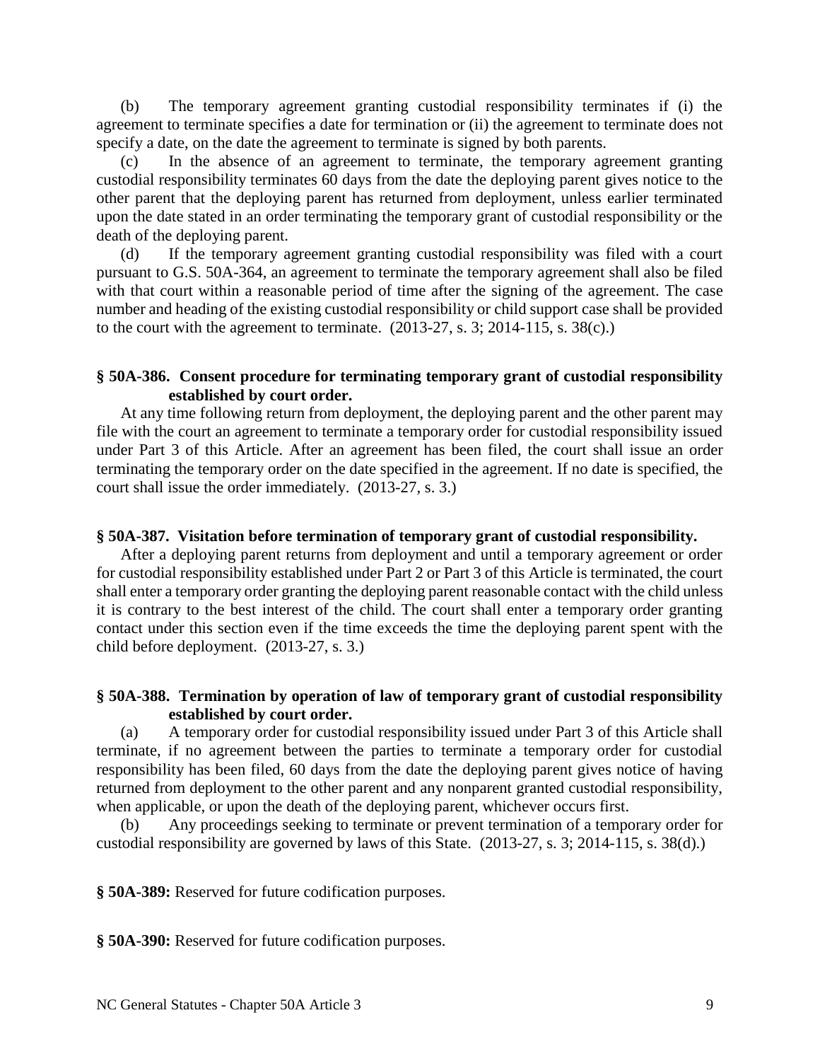(b) The temporary agreement granting custodial responsibility terminates if (i) the agreement to terminate specifies a date for termination or (ii) the agreement to terminate does not specify a date, on the date the agreement to terminate is signed by both parents.

(c) In the absence of an agreement to terminate, the temporary agreement granting custodial responsibility terminates 60 days from the date the deploying parent gives notice to the other parent that the deploying parent has returned from deployment, unless earlier terminated upon the date stated in an order terminating the temporary grant of custodial responsibility or the death of the deploying parent.

(d) If the temporary agreement granting custodial responsibility was filed with a court pursuant to G.S. 50A-364, an agreement to terminate the temporary agreement shall also be filed with that court within a reasonable period of time after the signing of the agreement. The case number and heading of the existing custodial responsibility or child support case shall be provided to the court with the agreement to terminate. (2013-27, s. 3; 2014-115, s. 38(c).)

**§ 50A-386. Consent procedure for terminating temporary grant of custodial responsibility established by court order.**

At any time following return from deployment, the deploying parent and the other parent may file with the court an agreement to terminate a temporary order for custodial responsibility issued under Part 3 of this Article. After an agreement has been filed, the court shall issue an order terminating the temporary order on the date specified in the agreement. If no date is specified, the court shall issue the order immediately. (2013-27, s. 3.)

**§ 50A-387. Visitation before termination of temporary grant of custodial responsibility.**

After a deploying parent returns from deployment and until a temporary agreement or order for custodial responsibility established under Part 2 or Part 3 of this Article is terminated, the court shall enter a temporary order granting the deploying parent reasonable contact with the child unless it is contrary to the best interest of the child. The court shall enter a temporary order granting contact under this section even if the time exceeds the time the deploying parent spent with the child before deployment. (2013-27, s. 3.)

**§ 50A-388. Termination by operation of law of temporary grant of custodial responsibility established by court order.**

(a) A temporary order for custodial responsibility issued under Part 3 of this Article shall terminate, if no agreement between the parties to terminate a temporary order for custodial responsibility has been filed, 60 days from the date the deploying parent gives notice of having returned from deployment to the other parent and any nonparent granted custodial responsibility, when applicable, or upon the death of the deploying parent, whichever occurs first.

(b) Any proceedings seeking to terminate or prevent termination of a temporary order for custodial responsibility are governed by laws of this State. (2013-27, s. 3; 2014-115, s. 38(d).)

**§ 50A-389:** Reserved for future codification purposes.

**§ 50A-390:** Reserved for future codification purposes.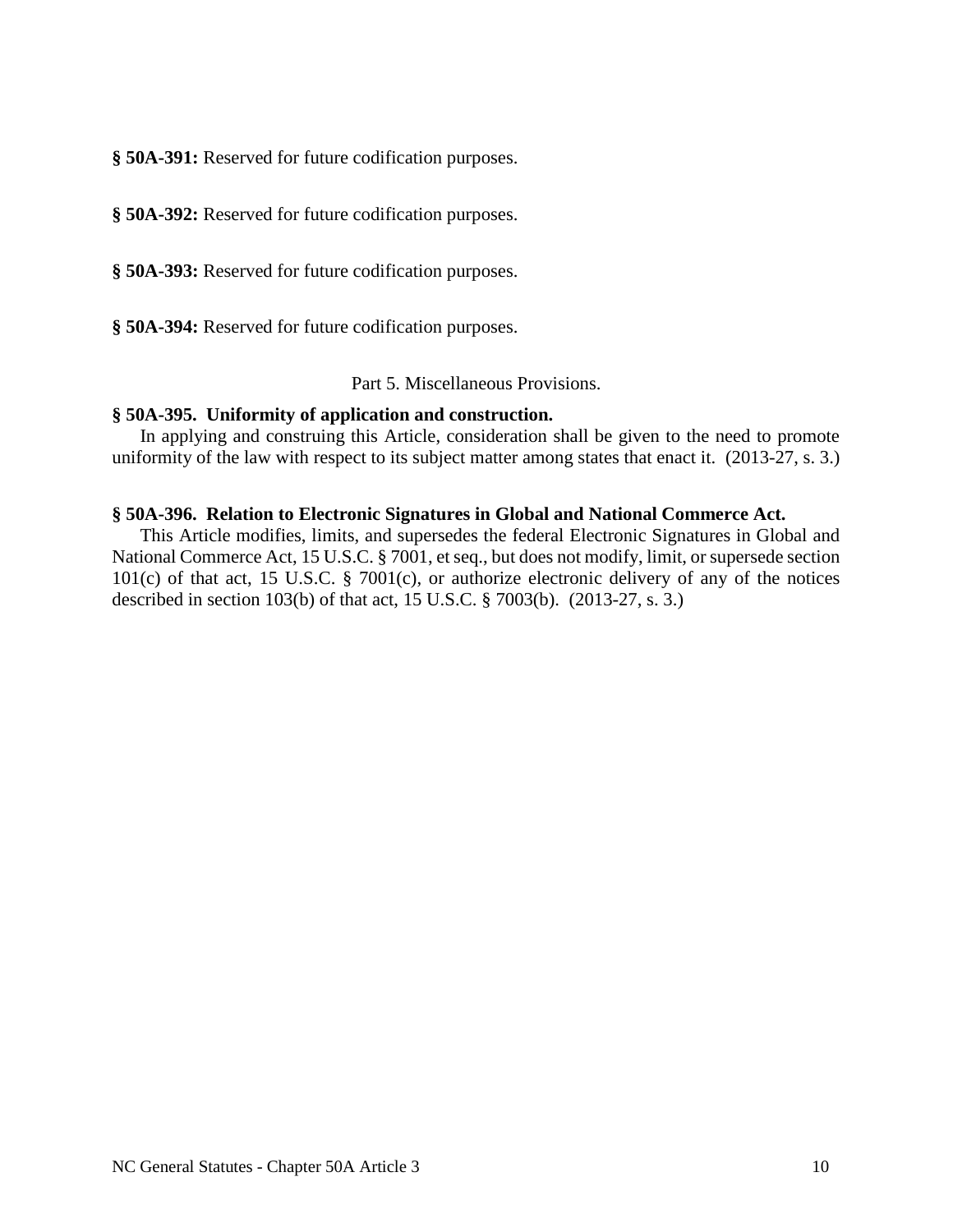**§ 50A-391:** Reserved for future codification purposes.

**§ 50A-392:** Reserved for future codification purposes.

**§ 50A-393:** Reserved for future codification purposes.

**§ 50A-394:** Reserved for future codification purposes.

Part 5. Miscellaneous Provisions.

**§ 50A-395. Uniformity of application and construction.**

In applying and construing this Article, consideration shall be given to the need to promote uniformity of the law with respect to its subject matter among states that enact it. (2013-27, s. 3.)

**§ 50A-396. Relation to Electronic Signatures in Global and National Commerce Act.**

This Article modifies, limits, and supersedes the federal Electronic Signatures in Global and National Commerce Act, 15 U.S.C. § 7001, et seq., but does not modify, limit, or supersede section 101(c) of that act, 15 U.S.C. § 7001(c), or authorize electronic delivery of any of the notices described in section 103(b) of that act, 15 U.S.C. § 7003(b). (2013-27, s. 3.)